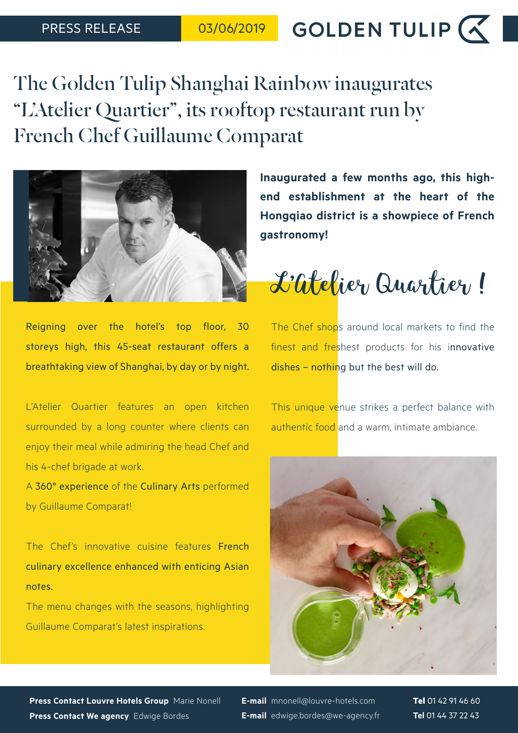PRESS RELEASE 03/06/2019 GOLDEN TULIP

# The Golden Tulip Shanghai Rainbow inaugurates "L'Atelier Quartier", its rooftop restaurant run by French Chef Guillaume Comparat

**Inaugurated a few months ago, this high-end establishment at the heart of the Hongqiao district is a showpiece of French gastronomy!**

## L'Atelier Quartier !

Reigning over the hotel's top floor, 30 storeys high, this 45-seat restaurant offers a breathtaking view of Shanghai, by day or by night.

L'Atelier Quartier features an open kitchen surrounded by a long counter where clients can enjoy their meal while admiring the head Chef and his 4-chef brigade at work.

A 360° experience of the Culinary Arts performed by Guillaume Comparat!

The Chef's innovative cuisine features French culinary excellence enhanced with enticing Asian notes.

The menu changes with the seasons, highlighting Guillaume Comparat's latest inspirations.

The Chef shops around local markets to find the finest and freshest products for his innovative dishes – nothing but the best will do.

This unique venue strikes a perfect balance with authentic food and a warm, intimate ambiance.

**Press Contact Louvre Hotels Group** Marie Nonell **E-mail** mnonell@louvre-hotels.com **Tel** 01 42 91 46 60

**Press Contact We agency** Edwige Bordes **E-mail** edwige.bordes@we-agency.fr **Tel** 01 44 37 22 43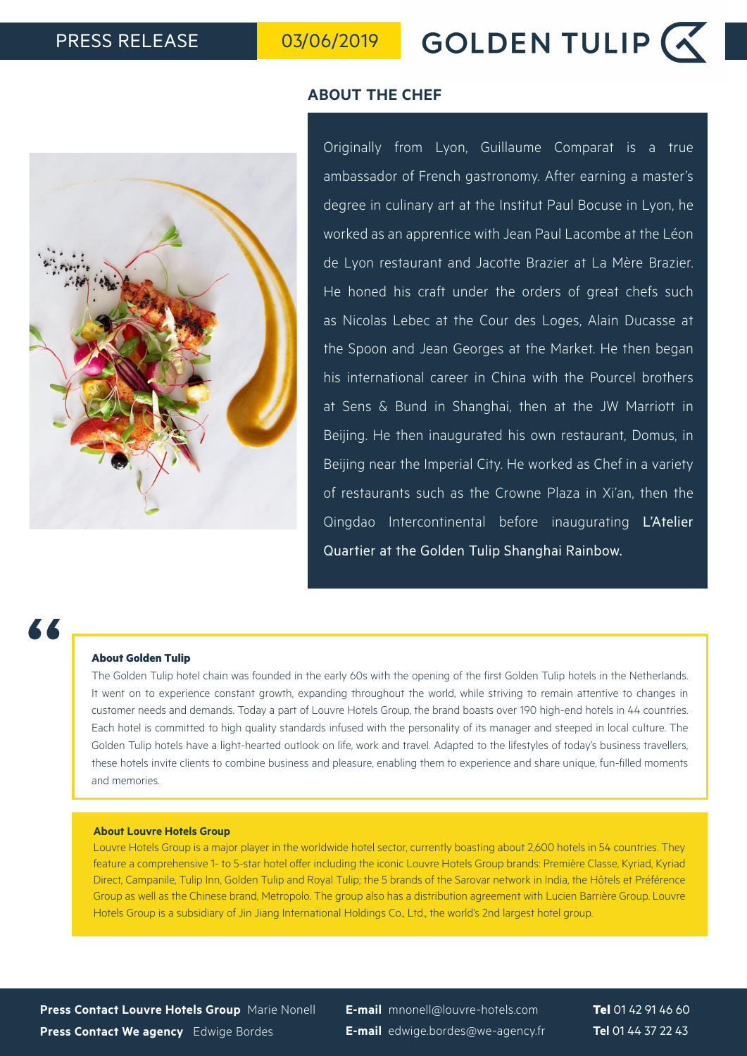PRESS RELEASE 03/06/2019

GOLDEN TULIP

## ABOUT THE CHEF

Originally from Lyon, Guillaume Comparat is a true ambassador of French gastronomy. After earning a master's degree in culinary art at the Institut Paul Bocuse in Lyon, he worked as an apprentice with Jean Paul Lacombe at the Léon de Lyon restaurant and Jacotte Brazier at La Mère Brazier. He honed his craft under the orders of great chefs such as Nicolas Lebec at the Cour des Loges, Alain Ducasse at the Spoon and Jean Georges at the Market. He then began his international career in China with the Pourcel brothers at Sens & Bund in Shanghai, then at the JW Marriott in Beijing. He then inaugurated his own restaurant, Domus, in Beijing near the Imperial City. He worked as Chef in a variety of restaurants such as the Crowne Plaza in Xi'an, then the Qingdao Intercontinental before inaugurating L'Atelier Quartier at the Golden Tulip Shanghai Rainbow.

**About Golden Tulip**

The Golden Tulip hotel chain was founded in the early 60s with the opening of the first Golden Tulip hotels in the Netherlands. It went on to experience constant growth, expanding throughout the world, while striving to remain attentive to changes in customer needs and demands. Today a part of Louvre Hotels Group, the brand boasts over 190 high-end hotels in 44 countries. Each hotel is committed to high quality standards infused with the personality of its manager and steeped in local culture. The Golden Tulip hotels have a light-hearted outlook on life, work and travel. Adapted to the lifestyles of today's business travellers, these hotels invite clients to combine business and pleasure, enabling them to experience and share unique, fun-filled moments and memories.

**About Louvre Hotels Group**

Louvre Hotels Group is a major player in the worldwide hotel sector, currently boasting about 2,600 hotels in 54 countries. They feature a comprehensive 1- to 5-star hotel offer including the iconic Louvre Hotels Group brands: Première Classe, Kyriad, Kyriad Direct, Campanile, Tulip Inn, Golden Tulip and Royal Tulip; the 5 brands of the Sarovar network in India, the Hôtels et Préférence Group as well as the Chinese brand, Metropolo. The group also has a distribution agreement with Lucien Barrière Group. Louvre Hotels Group is a subsidiary of Jin Jiang International Holdings Co., Ltd., the world's 2nd largest hotel group.

**Press Contact Louvre Hotels Group** Marie Nonell **E-mail** mnonell@louvre-hotels.com **Tel** 01 42 91 46 60

**Press Contact We agency** Edwige Bordes **E-mail** edwige.bordes@we-agency.fr **Tel** 01 44 37 22 43